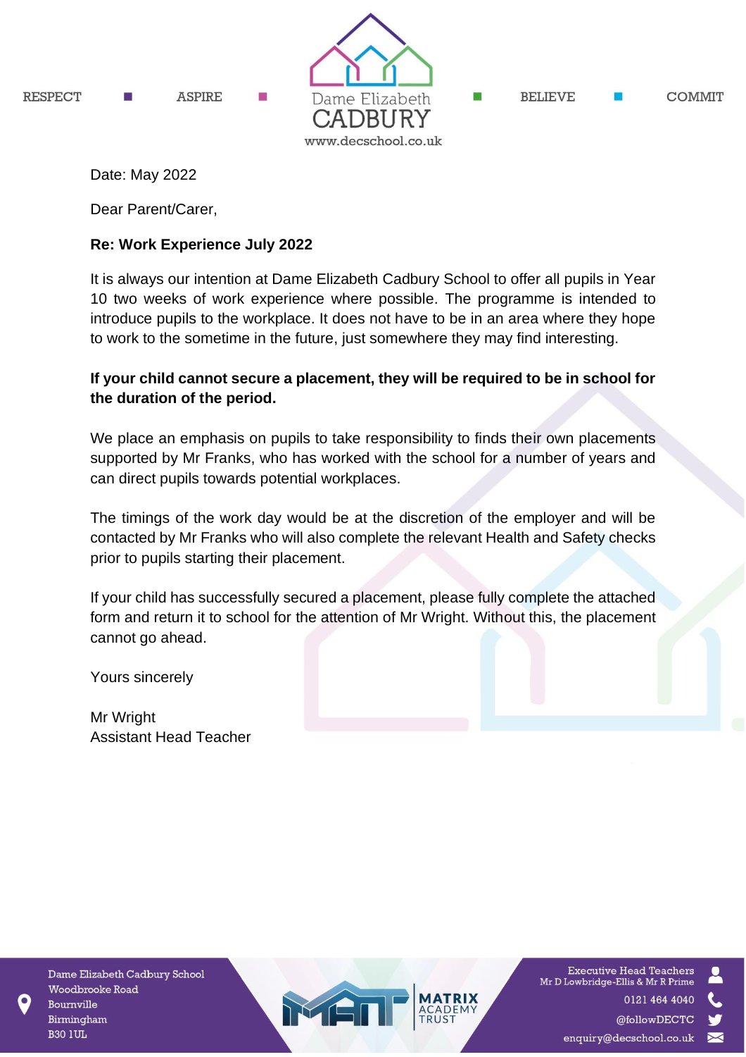RESPECT ■ ASPIRE ■ Dame Elizabeth CADBURY www.decschool.co.uk ■ BELIEVE ■ COMMIT

Date: May 2022

Dear Parent/Carer,

**Re: Work Experience July 2022**

It is always our intention at Dame Elizabeth Cadbury School to offer all pupils in Year 10 two weeks of work experience where possible. The programme is intended to introduce pupils to the workplace. It does not have to be in an area where they hope to work to the sometime in the future, just somewhere they may find interesting.

**If your child cannot secure a placement, they will be required to be in school for the duration of the period.**

We place an emphasis on pupils to take responsibility to finds their own placements supported by Mr Franks, who has worked with the school for a number of years and can direct pupils towards potential workplaces.

The timings of the work day would be at the discretion of the employer and will be contacted by Mr Franks who will also complete the relevant Health and Safety checks prior to pupils starting their placement.

If your child has successfully secured a placement, please fully complete the attached form and return it to school for the attention of Mr Wright. Without this, the placement cannot go ahead.

Yours sincerely

Mr Wright
Assistant Head Teacher

Dame Elizabeth Cadbury School
Woodbrooke Road
Bournville
Birmingham
B30 1UL

MATRIX ACADEMY TRUST

Executive Head Teachers
Mr D Lowbridge-Ellis & Mr R Prime
0121 464 4040
@followDECTC
enquiry@decschool.co.uk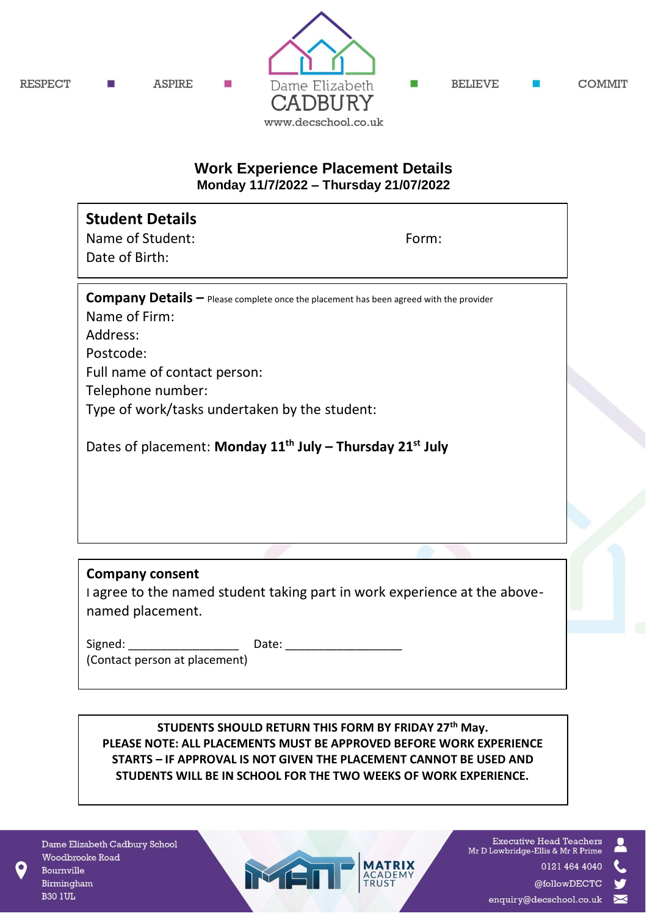RESPECT ▪ ASPIRE ▪ Dame Elizabeth CADBURY ▪ BELIEVE ▪ COMMIT

www.decschool.co.uk

# Work Experience Placement Details

**Monday 11/7/2022 – Thursday 21/07/2022**

## Student Details

Name of Student: Form:

Date of Birth:

## Company Details – Please complete once the placement has been agreed with the provider

Name of Firm:

Address:

Postcode:

Full name of contact person:

Telephone number:

Type of work/tasks undertaken by the student:

Dates of placement: **Monday 11th July – Thursday 21st July**

## Company consent

I agree to the named student taking part in work experience at the above-named placement.

Signed: __________________ Date: ___________________

(Contact person at placement)

**STUDENTS SHOULD RETURN THIS FORM BY FRIDAY 27th May.**
**PLEASE NOTE: ALL PLACEMENTS MUST BE APPROVED BEFORE WORK EXPERIENCE STARTS – IF APPROVAL IS NOT GIVEN THE PLACEMENT CANNOT BE USED AND STUDENTS WILL BE IN SCHOOL FOR THE TWO WEEKS OF WORK EXPERIENCE.**

Dame Elizabeth Cadbury School
Woodbrooke Road
Bournville
Birmingham
B30 1UL

MATRIX ACADEMY TRUST

Executive Head Teachers
Mr D Lowbridge-Ellis & Mr R Prime
0121 464 4040
@followDECTC
enquiry@decschool.co.uk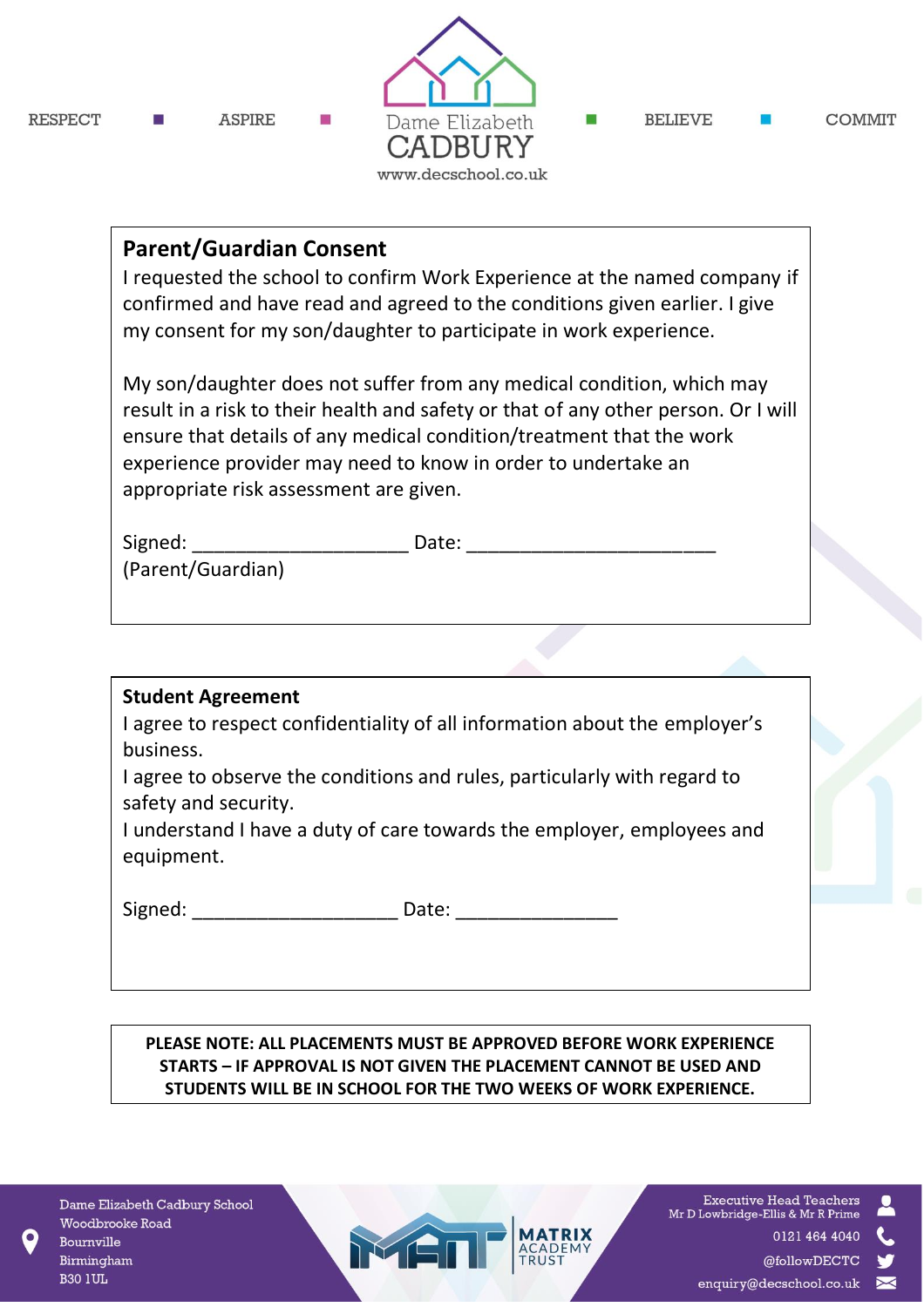## Parent/Guardian Consent

I requested the school to confirm Work Experience at the named company if confirmed and have read and agreed to the conditions given earlier. I give my consent for my son/daughter to participate in work experience.

My son/daughter does not suffer from any medical condition, which may result in a risk to their health and safety or that of any other person. Or I will ensure that details of any medical condition/treatment that the work experience provider may need to know in order to undertake an appropriate risk assessment are given.

Signed: ____________________ Date: _______________________
(Parent/Guardian)

## Student Agreement

I agree to respect confidentiality of all information about the employer's business.
I agree to observe the conditions and rules, particularly with regard to safety and security.
I understand I have a duty of care towards the employer, employees and equipment.

Signed: ___________________ Date: _______________

**PLEASE NOTE: ALL PLACEMENTS MUST BE APPROVED BEFORE WORK EXPERIENCE STARTS – IF APPROVAL IS NOT GIVEN THE PLACEMENT CANNOT BE USED AND STUDENTS WILL BE IN SCHOOL FOR THE TWO WEEKS OF WORK EXPERIENCE.**